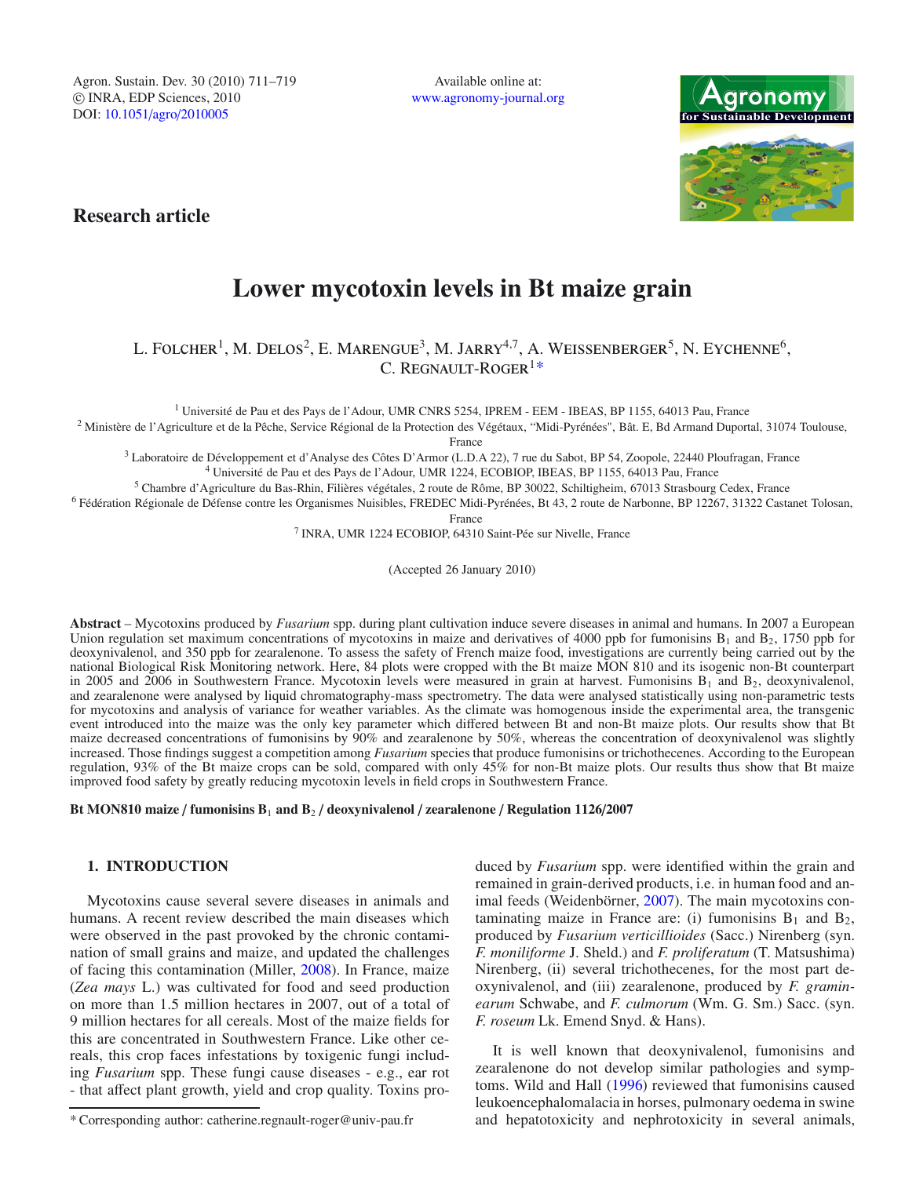Research article

# Lower mycotoxin levels in Bt maize grain

L. Folcher[1], M. Delos[2], E. Marengue[3], M. Jarry[4,7], A. Weissenberger[5], N. Eychenne[6], C. Regnault-Roger[1*]

[1] Université de Pau et des Pays de l'Adour, UMR CNRS 5254, IPREM - EEM - IBEAS, BP 1155, 64013 Pau, France

[2] Ministère de l'Agriculture et de la Pêche, Service Régional de la Protection des Végétaux, "Midi-Pyrénées", Bât. E, Bd Armand Duportal, 31074 Toulouse, France

[3] Laboratoire de Développement et d'Analyse des Côtes D'Armor (L.D.A 22), 7 rue du Sabot, BP 54, Zoopole, 22440 Ploufragan, France

[4] Université de Pau et des Pays de l'Adour, UMR 1224, ECOBIOP, IBEAS, BP 1155, 64013 Pau, France

[5] Chambre d'Agriculture du Bas-Rhin, Filières végétales, 2 route de Rôme, BP 30022, Schiltigheim, 67013 Strasbourg Cedex, France

[6] Fédération Régionale de Défense contre les Organismes Nuisibles, FREDEC Midi-Pyrénées, Bt 43, 2 route de Narbonne, BP 12267, 31322 Castanet Tolosan, France

[7] INRA, UMR 1224 ECOBIOP, 64310 Saint-Pée sur Nivelle, France

(Accepted 26 January 2010)

**Abstract** – Mycotoxins produced by *Fusarium* spp. during plant cultivation induce severe diseases in animal and humans. In 2007 a European Union regulation set maximum concentrations of mycotoxins in maize and derivatives of 4000 ppb for fumonisins $B_1$ and $B_2$, 1750 ppb for deoxynivalenol, and 350 ppb for zearalenone. To assess the safety of French maize food, investigations are currently being carried out by the national Biological Risk Monitoring network. Here, 84 plots were cropped with the Bt maize MON 810 and its isogenic non-Bt counterpart in 2005 and 2006 in Southwestern France. Mycotoxin levels were measured in grain at harvest. Fumonisins $B_1$ and $B_2$, deoxynivalenol, and zearalenone were analysed by liquid chromatography-mass spectrometry. The data were analysed statistically using non-parametric tests for mycotoxins and analysis of variance for weather variables. As the climate was homogenous inside the experimental area, the transgenic event introduced into the maize was the only key parameter which differed between Bt and non-Bt maize plots. Our results show that Bt maize decreased concentrations of fumonisins by 90% and zearalenone by 50%, whereas the concentration of deoxynivalenol was slightly increased. Those findings suggest a competition among *Fusarium* species that produce fumonisins or trichothecenes. According to the European regulation, 93% of the Bt maize crops can be sold, compared with only 45% for non-Bt maize plots. Our results thus show that Bt maize improved food safety by greatly reducing mycotoxin levels in field crops in Southwestern France.

**Bt MON810 maize / fumonisins $B_1$ and $B_2$ / deoxynivalenol / zearalenone / Regulation 1126/2007**

## 1. INTRODUCTION

Mycotoxins cause several severe diseases in animals and humans. A recent review described the main diseases which were observed in the past provoked by the chronic contamination of small grains and maize, and updated the challenges of facing this contamination (Miller, 2008). In France, maize (*Zea mays* L.) was cultivated for food and seed production on more than 1.5 million hectares in 2007, out of a total of 9 million hectares for all cereals. Most of the maize fields for this are concentrated in Southwestern France. Like other cereals, this crop faces infestations by toxigenic fungi including *Fusarium* spp. These fungi cause diseases - e.g., ear rot - that affect plant growth, yield and crop quality. Toxins produced by *Fusarium* spp. were identified within the grain and remained in grain-derived products, i.e. in human food and animal feeds (Weidenbörner, 2007). The main mycotoxins contaminating maize in France are: (i) fumonisins $B_1$ and $B_2$, produced by *Fusarium verticillioides* (Sacc.) Nirenberg (syn. *F. moniliforme* J. Sheld.) and *F. proliferatum* (T. Matsushima) Nirenberg, (ii) several trichothecenes, for the most part deoxynivalenol, and (iii) zearalenone, produced by *F. graminearum* Schwabe, and *F. culmorum* (Wm. G. Sm.) Sacc. (syn. *F. roseum* Lk. Emend Snyd. & Hans).

It is well known that deoxynivalenol, fumonisins and zearalenone do not develop similar pathologies and symptoms. Wild and Hall (1996) reviewed that fumonisins caused leukoencephalomalacia in horses, pulmonary oedema in swine and hepatotoxicity and nephrotoxicity in several animals,

* Corresponding author: catherine.regnault-roger@univ-pau.fr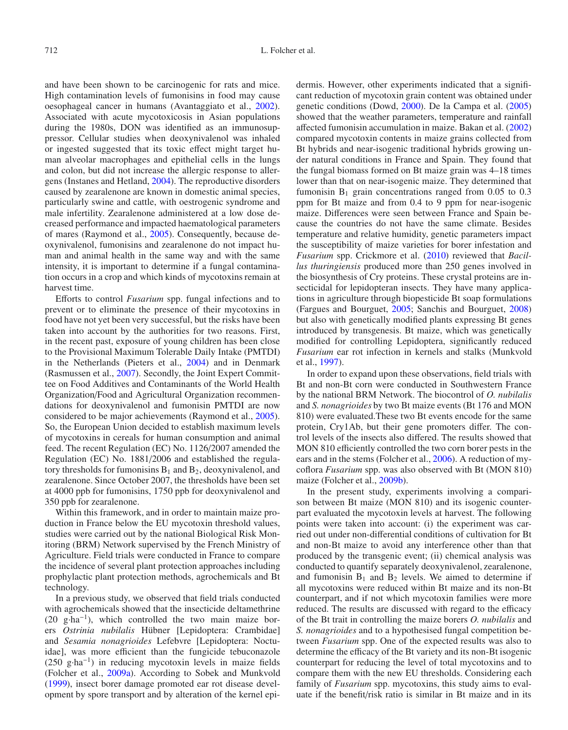and have been shown to be carcinogenic for rats and mice. High contamination levels of fumonisins in food may cause oesophageal cancer in humans (Avantaggiato et al., 2002). Associated with acute mycotoxicosis in Asian populations during the 1980s, DON was identified as an immunosuppressor. Cellular studies when deoxynivalenol was inhaled or ingested suggested that its toxic effect might target human alveolar macrophages and epithelial cells in the lungs and colon, but did not increase the allergic response to allergens (Instanes and Hetland, 2004). The reproductive disorders caused by zearalenone are known in domestic animal species, particularly swine and cattle, with oestrogenic syndrome and male infertility. Zearalenone administered at a low dose decreased performance and impacted haematological parameters of mares (Raymond et al., 2005). Consequently, because deoxynivalenol, fumonisins and zearalenone do not impact human and animal health in the same way and with the same intensity, it is important to determine if a fungal contamination occurs in a crop and which kinds of mycotoxins remain at harvest time.

Efforts to control *Fusarium* spp. fungal infections and to prevent or to eliminate the presence of their mycotoxins in food have not yet been very successful, but the risks have been taken into account by the authorities for two reasons. First, in the recent past, exposure of young children has been close to the Provisional Maximum Tolerable Daily Intake (PMTDI) in the Netherlands (Pieters et al., 2004) and in Denmark (Rasmussen et al., 2007). Secondly, the Joint Expert Committee on Food Additives and Contaminants of the World Health Organization/Food and Agricultural Organization recommendations for deoxynivalenol and fumonisin PMTDI are now considered to be major achievements (Raymond et al., 2005). So, the European Union decided to establish maximum levels of mycotoxins in cereals for human consumption and animal feed. The recent Regulation (EC) No. 1126/2007 amended the Regulation (EC) No. 1881/2006 and established the regulatory thresholds for fumonisins $B_1$ and $B_2$, deoxynivalenol, and zearalenone. Since October 2007, the thresholds have been set at 4000 ppb for fumonisins, 1750 ppb for deoxynivalenol and 350 ppb for zearalenone.

Within this framework, and in order to maintain maize production in France below the EU mycotoxin threshold values, studies were carried out by the national Biological Risk Monitoring (BRM) Network supervised by the French Ministry of Agriculture. Field trials were conducted in France to compare the incidence of several plant protection approaches including prophylactic plant protection methods, agrochemicals and Bt technology.

In a previous study, we observed that field trials conducted with agrochemicals showed that the insecticide deltamethrine (20 $g{\cdot}ha^{-1}$), which controlled the two main maize borers *Ostrinia nubilalis* Hübner [Lepidoptera: Crambidae] and *Sesamia nonagrioides* Lefebvre [Lepidoptera: Noctuidae], was more efficient than the fungicide tebuconazole (250 $g{\cdot}ha^{-1}$) in reducing mycotoxin levels in maize fields (Folcher et al., 2009a). According to Sobek and Munkvold (1999), insect borer damage promoted ear rot disease development by spore transport and by alteration of the kernel epidermis. However, other experiments indicated that a significant reduction of mycotoxin grain content was obtained under genetic conditions (Dowd, 2000). De la Campa et al. (2005) showed that the weather parameters, temperature and rainfall affected fumonisin accumulation in maize. Bakan et al. (2002) compared mycotoxin contents in maize grains collected from Bt hybrids and near-isogenic traditional hybrids growing under natural conditions in France and Spain. They found that the fungal biomass formed on Bt maize grain was 4–18 times lower than that on near-isogenic maize. They determined that fumonisin $B_1$ grain concentrations ranged from 0.05 to 0.3 ppm for Bt maize and from 0.4 to 9 ppm for near-isogenic maize. Differences were seen between France and Spain because the countries do not have the same climate. Besides temperature and relative humidity, genetic parameters impact the susceptibility of maize varieties for borer infestation and *Fusarium* spp. Crickmore et al. (2010) reviewed that *Bacillus thuringiensis* produced more than 250 genes involved in the biosynthesis of Cry proteins. These crystal proteins are insecticidal for lepidopteran insects. They have many applications in agriculture through biopesticide Bt soap formulations (Fargues and Bourguet, 2005; Sanchis and Bourguet, 2008) but also with genetically modified plants expressing Bt genes introduced by transgenesis. Bt maize, which was genetically modified for controlling Lepidoptera, significantly reduced *Fusarium* ear rot infection in kernels and stalks (Munkvold et al., 1997).

In order to expand upon these observations, field trials with Bt and non-Bt corn were conducted in Southwestern France by the national BRM Network. The biocontrol of *O. nubilalis* and *S. nonagrioides* by two Bt maize events (Bt 176 and MON 810) were evaluated.These two Bt events encode for the same protein, Cry1Ab, but their gene promoters differ. The control levels of the insects also differed. The results showed that MON 810 efficiently controlled the two corn borer pests in the ears and in the stems (Folcher et al., 2006). A reduction of mycoflora *Fusarium* spp. was also observed with Bt (MON 810) maize (Folcher et al., 2009b).

In the present study, experiments involving a comparison between Bt maize (MON 810) and its isogenic counterpart evaluated the mycotoxin levels at harvest. The following points were taken into account: (i) the experiment was carried out under non-differential conditions of cultivation for Bt and non-Bt maize to avoid any interference other than that produced by the transgenic event; (ii) chemical analysis was conducted to quantify separately deoxynivalenol, zearalenone, and fumonisin $B_1$ and $B_2$ levels. We aimed to determine if all mycotoxins were reduced within Bt maize and its non-Bt counterpart, and if not which mycotoxin families were more reduced. The results are discussed with regard to the efficacy of the Bt trait in controlling the maize borers *O. nubilalis* and *S. nonagrioides* and to a hypothesised fungal competition between *Fusarium* spp. One of the expected results was also to determine the efficacy of the Bt variety and its non-Bt isogenic counterpart for reducing the level of total mycotoxins and to compare them with the new EU thresholds. Considering each family of *Fusarium* spp. mycotoxins, this study aims to evaluate if the benefit/risk ratio is similar in Bt maize and in its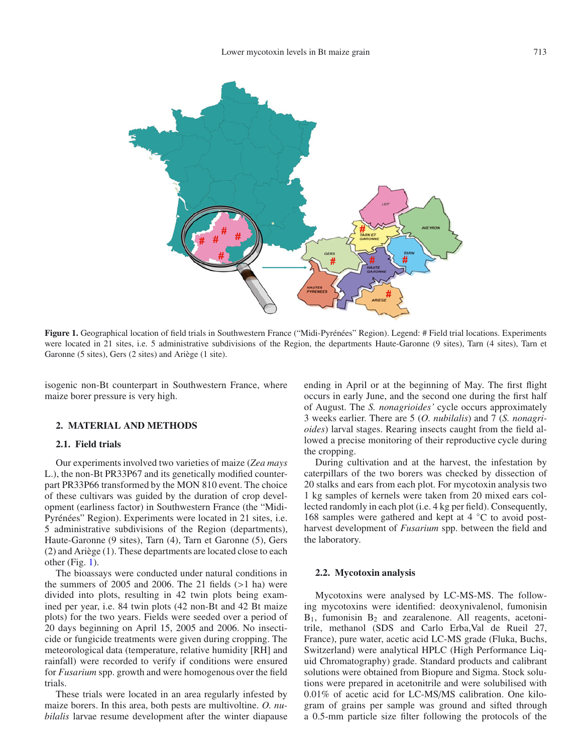**Figure 1.** Geographical location of field trials in Southwestern France ("Midi-Pyrénées" Region). Legend: # Field trial locations. Experiments were located in 21 sites, i.e. 5 administrative subdivisions of the Region, the departments Haute-Garonne (9 sites), Tarn (4 sites), Tarn et Garonne (5 sites), Gers (2 sites) and Ariège (1 site).

isogenic non-Bt counterpart in Southwestern France, where maize borer pressure is very high.

## 2. MATERIAL AND METHODS

### 2.1. Field trials

Our experiments involved two varieties of maize (*Zea mays* L.), the non-Bt PR33P67 and its genetically modified counterpart PR33P66 transformed by the MON 810 event. The choice of these cultivars was guided by the duration of crop development (earliness factor) in Southwestern France (the "Midi-Pyrénées" Region). Experiments were located in 21 sites, i.e. 5 administrative subdivisions of the Region (departments), Haute-Garonne (9 sites), Tarn (4), Tarn et Garonne (5), Gers (2) and Ariège (1). These departments are located close to each other (Fig. 1).

The bioassays were conducted under natural conditions in the summers of 2005 and 2006. The 21 fields (>1 ha) were divided into plots, resulting in 42 twin plots being examined per year, i.e. 84 twin plots (42 non-Bt and 42 Bt maize plots) for the two years. Fields were seeded over a period of 20 days beginning on April 15, 2005 and 2006. No insecticide or fungicide treatments were given during cropping. The meteorological data (temperature, relative humidity [RH] and rainfall) were recorded to verify if conditions were ensured for *Fusarium* spp. growth and were homogenous over the field trials.

These trials were located in an area regularly infested by maize borers. In this area, both pests are multivoltine. *O. nubilalis* larvae resume development after the winter diapause ending in April or at the beginning of May. The first flight occurs in early June, and the second one during the first half of August. The *S. nonagrioides'* cycle occurs approximately 3 weeks earlier. There are 5 (*O. nubilalis*) and 7 (*S. nonagrioides*) larval stages. Rearing insects caught from the field allowed a precise monitoring of their reproductive cycle during the cropping.

During cultivation and at the harvest, the infestation by caterpillars of the two borers was checked by dissection of 20 stalks and ears from each plot. For mycotoxin analysis two 1 kg samples of kernels were taken from 20 mixed ears collected randomly in each plot (i.e. 4 kg per field). Consequently, 168 samples were gathered and kept at 4 °C to avoid post-harvest development of *Fusarium* spp. between the field and the laboratory.

### 2.2. Mycotoxin analysis

Mycotoxins were analysed by LC-MS-MS. The following mycotoxins were identified: deoxynivalenol, fumonisin $B_1$, fumonisin $B_2$ and zearalenone. All reagents, acetonitrile, methanol (SDS and Carlo Erba,Val de Rueil 27, France), pure water, acetic acid LC-MS grade (Fluka, Buchs, Switzerland) were analytical HPLC (High Performance Liquid Chromatography) grade. Standard products and calibrant solutions were obtained from Biopure and Sigma. Stock solutions were prepared in acetonitrile and were solubilised with 0.01% of acetic acid for LC-MS/MS calibration. One kilogram of grains per sample was ground and sifted through a 0.5-mm particle size filter following the protocols of the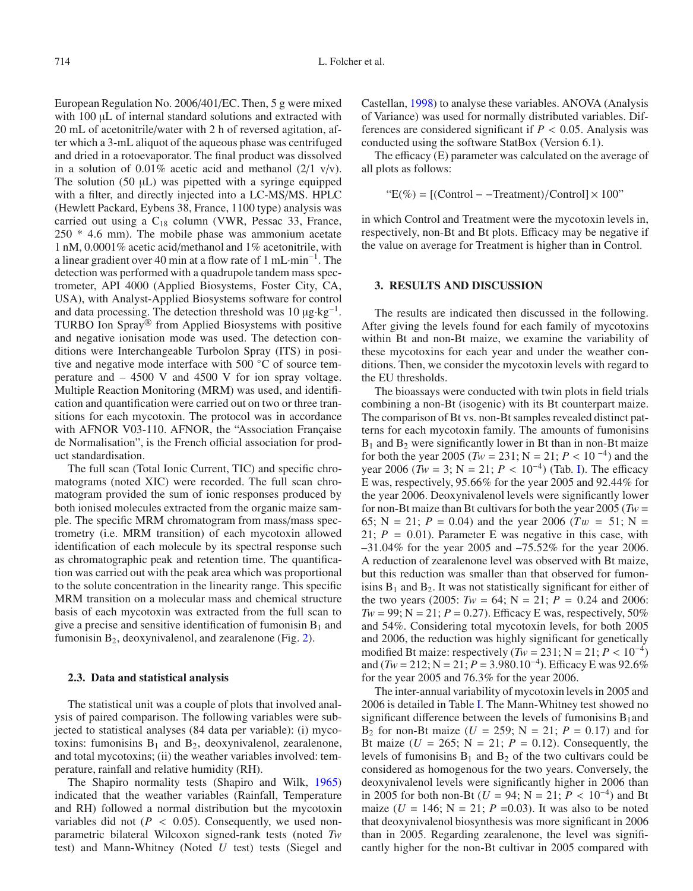European Regulation No. 2006/401/EC. Then, 5 g were mixed with 100 μL of internal standard solutions and extracted with 20 mL of acetonitrile/water with 2 h of reversed agitation, after which a 3-mL aliquot of the aqueous phase was centrifuged and dried in a rotoevaporator. The final product was dissolved in a solution of 0.01% acetic acid and methanol (2/1 v/v). The solution (50 μL) was pipetted with a syringe equipped with a filter, and directly injected into a LC-MS/MS. HPLC (Hewlett Packard, Eybens 38, France, 1100 type) analysis was carried out using a $C_{18}$ column (VWR, Pessac 33, France, 250 * 4.6 mm). The mobile phase was ammonium acetate 1 nM, 0.0001% acetic acid/methanol and 1% acetonitrile, with a linear gradient over 40 min at a flow rate of 1 mL·min$^{-1}$. The detection was performed with a quadrupole tandem mass spectrometer, API 4000 (Applied Biosystems, Foster City, CA, USA), with Analyst-Applied Biosystems software for control and data processing. The detection threshold was 10 μg·kg$^{-1}$. TURBO Ion Spray® from Applied Biosystems with positive and negative ionisation mode was used. The detection conditions were Interchangeable Turbolon Spray (ITS) in positive and negative mode interface with 500 °C of source temperature and – 4500 V and 4500 V for ion spray voltage. Multiple Reaction Monitoring (MRM) was used, and identification and quantification were carried out on two or three transitions for each mycotoxin. The protocol was in accordance with AFNOR V03-110. AFNOR, the "Association Française de Normalisation", is the French official association for product standardisation.

The full scan (Total Ionic Current, TIC) and specific chromatograms (noted XIC) were recorded. The full scan chromatogram provided the sum of ionic responses produced by both ionised molecules extracted from the organic maize sample. The specific MRM chromatogram from mass/mass spectrometry (i.e. MRM transition) of each mycotoxin allowed identification of each molecule by its spectral response such as chromatographic peak and retention time. The quantification was carried out with the peak area which was proportional to the solute concentration in the linearity range. This specific MRM transition on a molecular mass and chemical structure basis of each mycotoxin was extracted from the full scan to give a precise and sensitive identification of fumonisin $B_1$ and fumonisin $B_2$, deoxynivalenol, and zearalenone (Fig. 2).

### 2.3. Data and statistical analysis

The statistical unit was a couple of plots that involved analysis of paired comparison. The following variables were subjected to statistical analyses (84 data per variable): (i) mycotoxins: fumonisins $B_1$ and $B_2$, deoxynivalenol, zearalenone, and total mycotoxins; (ii) the weather variables involved: temperature, rainfall and relative humidity (RH).

The Shapiro normality tests (Shapiro and Wilk, 1965) indicated that the weather variables (Rainfall, Temperature and RH) followed a normal distribution but the mycotoxin variables did not ($P < 0.05$). Consequently, we used non-parametric bilateral Wilcoxon signed-rank tests (noted *Tw* test) and Mann-Whitney (Noted *U* test) tests (Siegel and Castellan, 1998) to analyse these variables. ANOVA (Analysis of Variance) was used for normally distributed variables. Differences are considered significant if $P < 0.05$. Analysis was conducted using the software StatBox (Version 6.1).

The efficacy (E) parameter was calculated on the average of all plots as follows:

$$\text{"E(\%)} = [(\text{Control} - -\text{Treatment})/\text{Control}] \times 100\text{"}$$

in which Control and Treatment were the mycotoxin levels in, respectively, non-Bt and Bt plots. Efficacy may be negative if the value on average for Treatment is higher than in Control.

## 3. RESULTS AND DISCUSSION

The results are indicated then discussed in the following. After giving the levels found for each family of mycotoxins within Bt and non-Bt maize, we examine the variability of these mycotoxins for each year and under the weather conditions. Then, we consider the mycotoxin levels with regard to the EU thresholds.

The bioassays were conducted with twin plots in field trials combining a non-Bt (isogenic) with its Bt counterpart maize. The comparison of Bt vs. non-Bt samples revealed distinct patterns for each mycotoxin family. The amounts of fumonisins $B_1$ and $B_2$ were significantly lower in Bt than in non-Bt maize for both the year 2005 ($Tw = 231$; N = 21; $P < 10^{-4}$) and the year 2006 ($Tw = 3$; N = 21; $P < 10^{-4}$) (Tab. I). The efficacy E was, respectively, 95.66% for the year 2005 and 92.44% for the year 2006. Deoxynivalenol levels were significantly lower for non-Bt maize than Bt cultivars for both the year 2005 ($Tw = 65$; N = 21; $P = 0.04$) and the year 2006 ($Tw = 51$; N = 21; $P = 0.01$). Parameter E was negative in this case, with –31.04% for the year 2005 and –75.52% for the year 2006. A reduction of zearalenone level was observed with Bt maize, but this reduction was smaller than that observed for fumonisins $B_1$ and $B_2$. It was not statistically significant for either of the two years (2005: $Tw = 64$; N = 21; $P = 0.24$ and 2006: $Tw = 99$; N = 21; $P = 0.27$). Efficacy E was, respectively, 50% and 54%. Considering total mycotoxin levels, for both 2005 and 2006, the reduction was highly significant for genetically modified Bt maize: respectively ($Tw = 231$; N = 21; $P < 10^{-4}$) and ($Tw = 212$; N = 21; $P = 3.980.10^{-4}$). Efficacy E was 92.6% for the year 2005 and 76.3% for the year 2006.

The inter-annual variability of mycotoxin levels in 2005 and 2006 is detailed in Table I. The Mann-Whitney test showed no significant difference between the levels of fumonisins $B_1$ and $B_2$ for non-Bt maize ($U = 259$; N = 21; $P = 0.17$) and for Bt maize ($U = 265$; N = 21; $P = 0.12$). Consequently, the levels of fumonisins $B_1$ and $B_2$ of the two cultivars could be considered as homogenous for the two years. Conversely, the deoxynivalenol levels were significantly higher in 2006 than in 2005 for both non-Bt ($U = 94$; N = 21; $P < 10^{-4}$) and Bt maize ($U = 146$; N = 21; $P = 0.03$). It was also to be noted that deoxynivalenol biosynthesis was more significant in 2006 than in 2005. Regarding zearalenone, the level was significantly higher for the non-Bt cultivar in 2005 compared with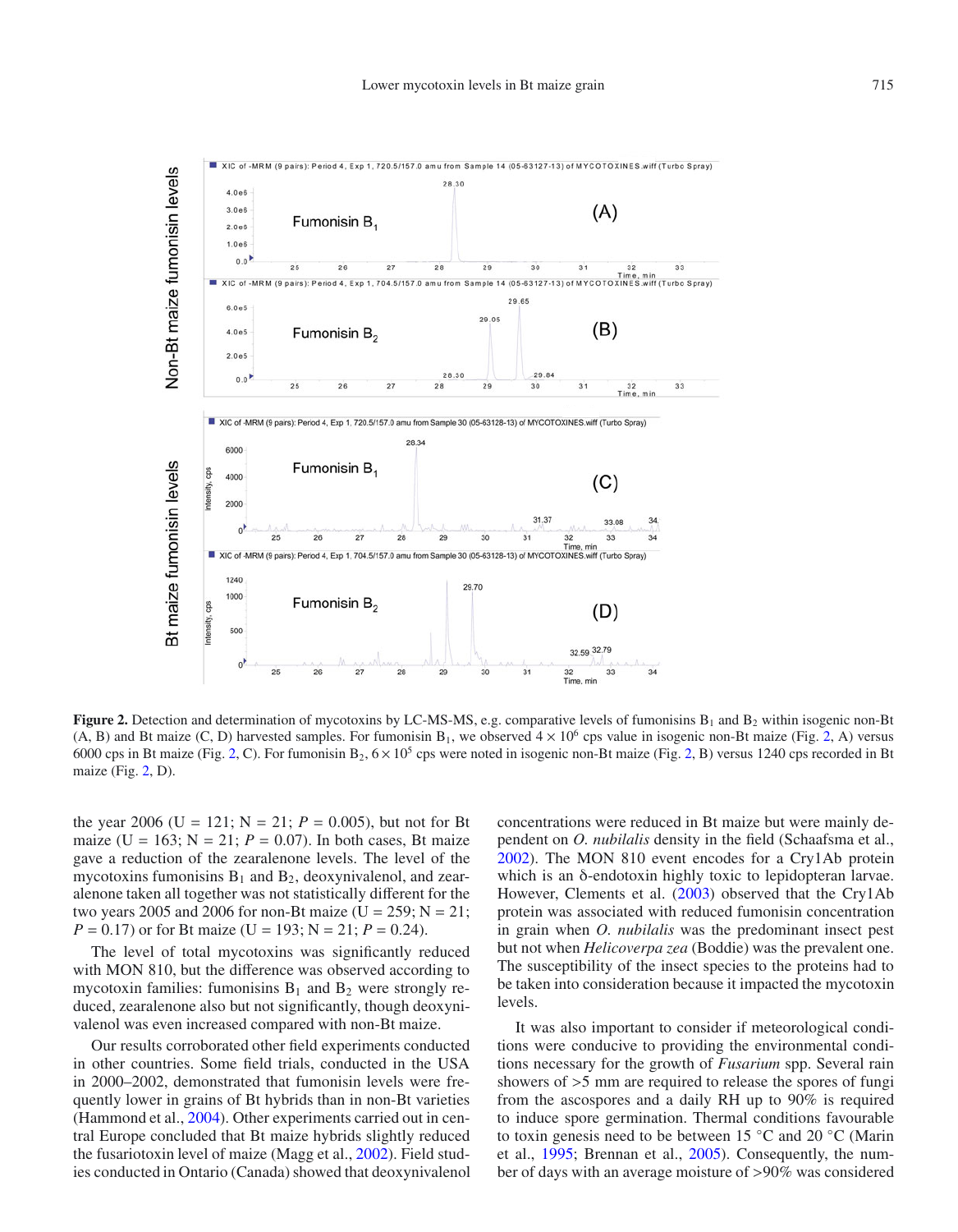**Figure 2.** Detection and determination of mycotoxins by LC-MS-MS, e.g. comparative levels of fumonisins $B_1$ and $B_2$ within isogenic non-Bt (A, B) and Bt maize (C, D) harvested samples. For fumonisin $B_1$, we observed $4 \times 10^6$ cps value in isogenic non-Bt maize (Fig. 2, A) versus 6000 cps in Bt maize (Fig. 2, C). For fumonisin $B_2$, $6 \times 10^5$ cps were noted in isogenic non-Bt maize (Fig. 2, B) versus 1240 cps recorded in Bt maize (Fig. 2, D).

the year 2006 (U = 121; N = 21; $P = 0.005$), but not for Bt maize (U = 163; N = 21; $P = 0.07$). In both cases, Bt maize gave a reduction of the zearalenone levels. The level of the mycotoxins fumonisins $B_1$ and $B_2$, deoxynivalenol, and zearalenone taken all together was not statistically different for the two years 2005 and 2006 for non-Bt maize (U = 259; N = 21; $P = 0.17$) or for Bt maize (U = 193; N = 21; $P = 0.24$).

The level of total mycotoxins was significantly reduced with MON 810, but the difference was observed according to mycotoxin families: fumonisins $B_1$ and $B_2$ were strongly reduced, zearalenone also but not significantly, though deoxynivalenol was even increased compared with non-Bt maize.

Our results corroborated other field experiments conducted in other countries. Some field trials, conducted in the USA in 2000–2002, demonstrated that fumonisin levels were frequently lower in grains of Bt hybrids than in non-Bt varieties (Hammond et al., 2004). Other experiments carried out in central Europe concluded that Bt maize hybrids slightly reduced the fusariotoxin level of maize (Magg et al., 2002). Field studies conducted in Ontario (Canada) showed that deoxynivalenol concentrations were reduced in Bt maize but were mainly dependent on *O. nubilalis* density in the field (Schaafsma et al., 2002). The MON 810 event encodes for a Cry1Ab protein which is an δ-endotoxin highly toxic to lepidopteran larvae. However, Clements et al. (2003) observed that the Cry1Ab protein was associated with reduced fumonisin concentration in grain when *O. nubilalis* was the predominant insect pest but not when *Helicoverpa zea* (Boddie) was the prevalent one. The susceptibility of the insect species to the proteins had to be taken into consideration because it impacted the mycotoxin levels.

It was also important to consider if meteorological conditions were conducive to providing the environmental conditions necessary for the growth of *Fusarium* spp. Several rain showers of >5 mm are required to release the spores of fungi from the ascospores and a daily RH up to 90% is required to induce spore germination. Thermal conditions favourable to toxin genesis need to be between 15 °C and 20 °C (Marin et al., 1995; Brennan et al., 2005). Consequently, the number of days with an average moisture of >90% was considered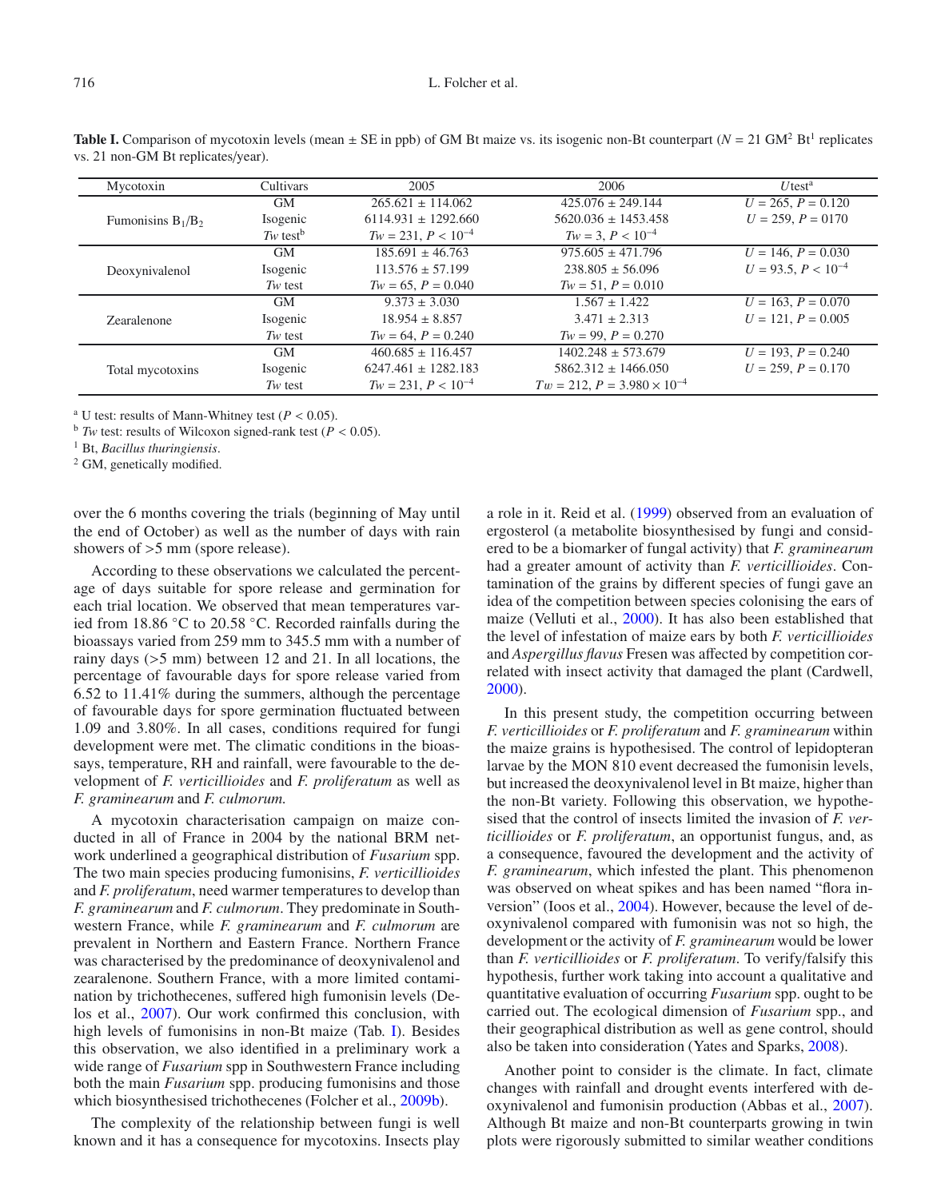**Table I.** Comparison of mycotoxin levels (mean ± SE in ppb) of GM Bt maize vs. its isogenic non-Bt counterpart ($N$ = 21 GM[2] Bt[1] replicates vs. 21 non-GM Bt replicates/year).

| Mycotoxin | Cultivars | 2005 | 2006 | *U*test[a] |
|---|---|---|---|---|
| Fumonisins $B_1/B_2$ | GM | 265.621 ± 114.062 | 425.076 ± 249.144 | $U = 265$, $P = 0.120$ |
| | Isogenic | 6114.931 ± 1292.660 | 5620.036 ± 1453.458 | $U = 259$, $P = 0170$ |
| | *Tw* test[b] | $Tw = 231$, $P < 10^{-4}$ | $Tw = 3$, $P < 10^{-4}$ | |
| Deoxynivalenol | GM | 185.691 ± 46.763 | 975.605 ± 471.796 | $U = 146$, $P = 0.030$ |
| | Isogenic | 113.576 ± 57.199 | 238.805 ± 56.096 | $U = 93.5$, $P < 10^{-4}$ |
| | *Tw* test | $Tw = 65$, $P = 0.040$ | $Tw = 51$, $P = 0.010$ | |
| Zearalenone | GM | 9.373 ± 3.030 | 1.567 ± 1.422 | $U = 163$, $P = 0.070$ |
| | Isogenic | 18.954 ± 8.857 | 3.471 ± 2.313 | $U = 121$, $P = 0.005$ |
| | *Tw* test | $Tw = 64$, $P = 0.240$ | $Tw = 99$, $P = 0.270$ | |
| Total mycotoxins | GM | 460.685 ± 116.457 | 1402.248 ± 573.679 | $U = 193$, $P = 0.240$ |
| | Isogenic | 6247.461 ± 1282.183 | 5862.312 ± 1466.050 | $U = 259$, $P = 0.170$ |
| | *Tw* test | $Tw = 231$, $P < 10^{-4}$ | $Tw = 212$, $P = 3.980 \times 10^{-4}$ | |

[a] U test: results of Mann-Whitney test ($P < 0.05$).
[b] *Tw* test: results of Wilcoxon signed-rank test ($P < 0.05$).
[1] Bt, *Bacillus thuringiensis*.
[2] GM, genetically modified.

over the 6 months covering the trials (beginning of May until the end of October) as well as the number of days with rain showers of >5 mm (spore release).

According to these observations we calculated the percentage of days suitable for spore release and germination for each trial location. We observed that mean temperatures varied from 18.86 °C to 20.58 °C. Recorded rainfalls during the bioassays varied from 259 mm to 345.5 mm with a number of rainy days (>5 mm) between 12 and 21. In all locations, the percentage of favourable days for spore release varied from 6.52 to 11.41% during the summers, although the percentage of favourable days for spore germination fluctuated between 1.09 and 3.80%. In all cases, conditions required for fungi development were met. The climatic conditions in the bioassays, temperature, RH and rainfall, were favourable to the development of *F. verticillioides* and *F. proliferatum* as well as *F. graminearum* and *F. culmorum.*

A mycotoxin characterisation campaign on maize conducted in all of France in 2004 by the national BRM network underlined a geographical distribution of *Fusarium* spp. The two main species producing fumonisins, *F. verticillioides* and *F. proliferatum*, need warmer temperatures to develop than *F. graminearum* and *F. culmorum*. They predominate in Southwestern France, while *F. graminearum* and *F. culmorum* are prevalent in Northern and Eastern France. Northern France was characterised by the predominance of deoxynivalenol and zearalenone. Southern France, with a more limited contamination by trichothecenes, suffered high fumonisin levels (Delos et al., 2007). Our work confirmed this conclusion, with high levels of fumonisins in non-Bt maize (Tab. I). Besides this observation, we also identified in a preliminary work a wide range of *Fusarium* spp in Southwestern France including both the main *Fusarium* spp. producing fumonisins and those which biosynthesised trichothecenes (Folcher et al., 2009b).

The complexity of the relationship between fungi is well known and it has a consequence for mycotoxins. Insects play a role in it. Reid et al. (1999) observed from an evaluation of ergosterol (a metabolite biosynthesised by fungi and considered to be a biomarker of fungal activity) that *F. graminearum* had a greater amount of activity than *F. verticillioides*. Contamination of the grains by different species of fungi gave an idea of the competition between species colonising the ears of maize (Velluti et al., 2000). It has also been established that the level of infestation of maize ears by both *F. verticillioides* and *Aspergillus flavus* Fresen was affected by competition correlated with insect activity that damaged the plant (Cardwell, 2000).

In this present study, the competition occurring between *F. verticillioides* or *F. proliferatum* and *F. graminearum* within the maize grains is hypothesised. The control of lepidopteran larvae by the MON 810 event decreased the fumonisin levels, but increased the deoxynivalenol level in Bt maize, higher than the non-Bt variety. Following this observation, we hypothesised that the control of insects limited the invasion of *F. verticillioides* or *F. proliferatum*, an opportunist fungus, and, as a consequence, favoured the development and the activity of *F. graminearum*, which infested the plant. This phenomenon was observed on wheat spikes and has been named "flora inversion" (Ioos et al., 2004). However, because the level of deoxynivalenol compared with fumonisin was not so high, the development or the activity of *F. graminearum* would be lower than *F. verticillioides* or *F. proliferatum*. To verify/falsify this hypothesis, further work taking into account a qualitative and quantitative evaluation of occurring *Fusarium* spp. ought to be carried out. The ecological dimension of *Fusarium* spp., and their geographical distribution as well as gene control, should also be taken into consideration (Yates and Sparks, 2008).

Another point to consider is the climate. In fact, climate changes with rainfall and drought events interfered with deoxynivalenol and fumonisin production (Abbas et al., 2007). Although Bt maize and non-Bt counterparts growing in twin plots were rigorously submitted to similar weather conditions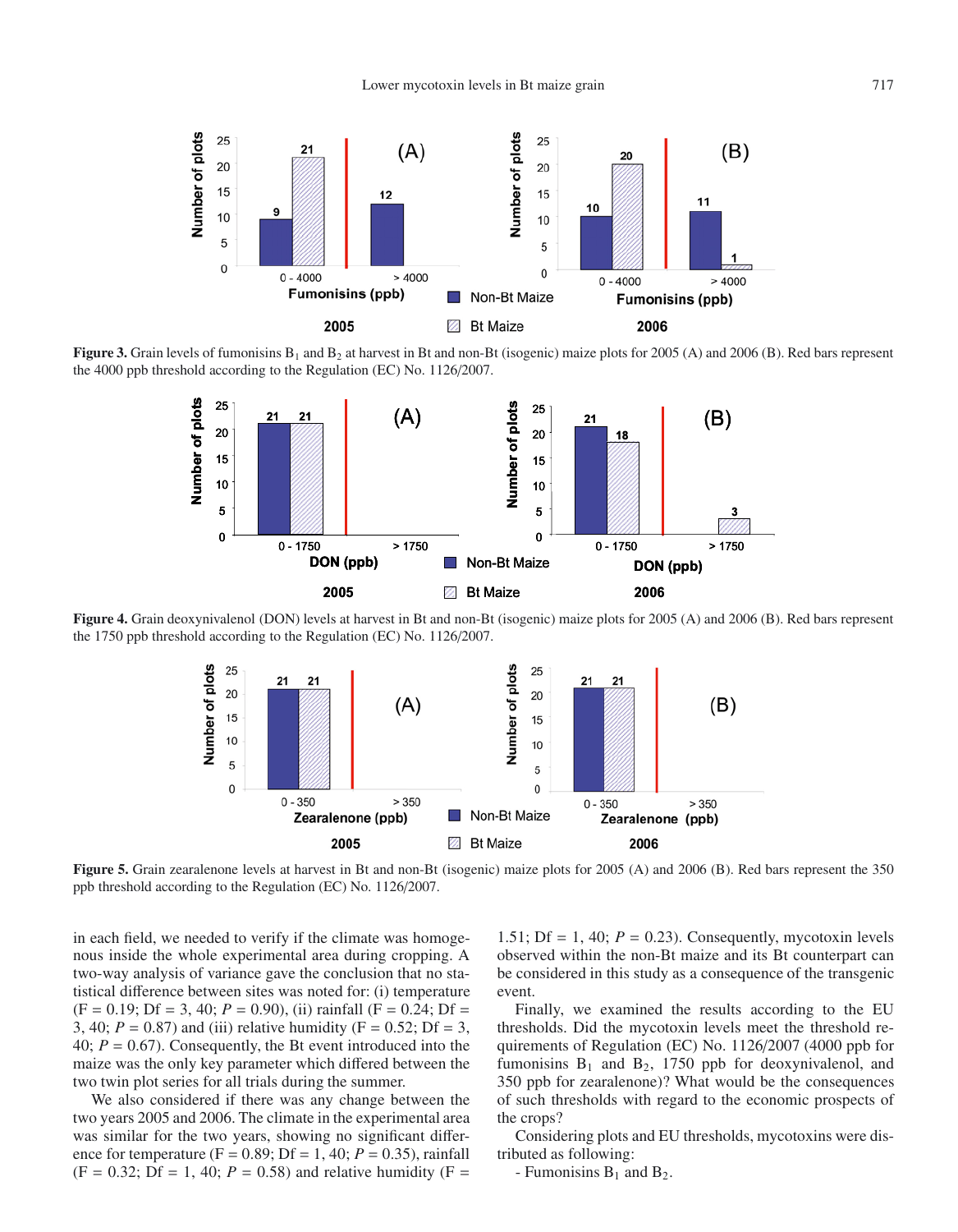**Figure 3.** Grain levels of fumonisins $B_1$ and $B_2$ at harvest in Bt and non-Bt (isogenic) maize plots for 2005 (A) and 2006 (B). Red bars represent the 4000 ppb threshold according to the Regulation (EC) No. 1126/2007.

**Figure 4.** Grain deoxynivalenol (DON) levels at harvest in Bt and non-Bt (isogenic) maize plots for 2005 (A) and 2006 (B). Red bars represent the 1750 ppb threshold according to the Regulation (EC) No. 1126/2007.

**Figure 5.** Grain zearalenone levels at harvest in Bt and non-Bt (isogenic) maize plots for 2005 (A) and 2006 (B). Red bars represent the 350 ppb threshold according to the Regulation (EC) No. 1126/2007.

in each field, we needed to verify if the climate was homogenous inside the whole experimental area during cropping. A two-way analysis of variance gave the conclusion that no statistical difference between sites was noted for: (i) temperature ($F = 0.19$; Df = 3, 40; $P = 0.90$), (ii) rainfall ($F = 0.24$; Df = 3, 40; $P = 0.87$) and (iii) relative humidity ($F = 0.52$; Df = 3, 40; $P = 0.67$). Consequently, the Bt event introduced into the maize was the only key parameter which differed between the two twin plot series for all trials during the summer.

We also considered if there was any change between the two years 2005 and 2006. The climate in the experimental area was similar for the two years, showing no significant difference for temperature ($F = 0.89$; Df = 1, 40; $P = 0.35$), rainfall ($F = 0.32$; Df = 1, 40; $P = 0.58$) and relative humidity ($F = 1.51$; Df = 1, 40; $P = 0.23$). Consequently, mycotoxin levels observed within the non-Bt maize and its Bt counterpart can be considered in this study as a consequence of the transgenic event.

Finally, we examined the results according to the EU thresholds. Did the mycotoxin levels meet the threshold requirements of Regulation (EC) No. 1126/2007 (4000 ppb for fumonisins $B_1$ and $B_2$, 1750 ppb for deoxynivalenol, and 350 ppb for zearalenone)? What would be the consequences of such thresholds with regard to the economic prospects of the crops?

Considering plots and EU thresholds, mycotoxins were distributed as following:

- Fumonisins $B_1$ and $B_2$.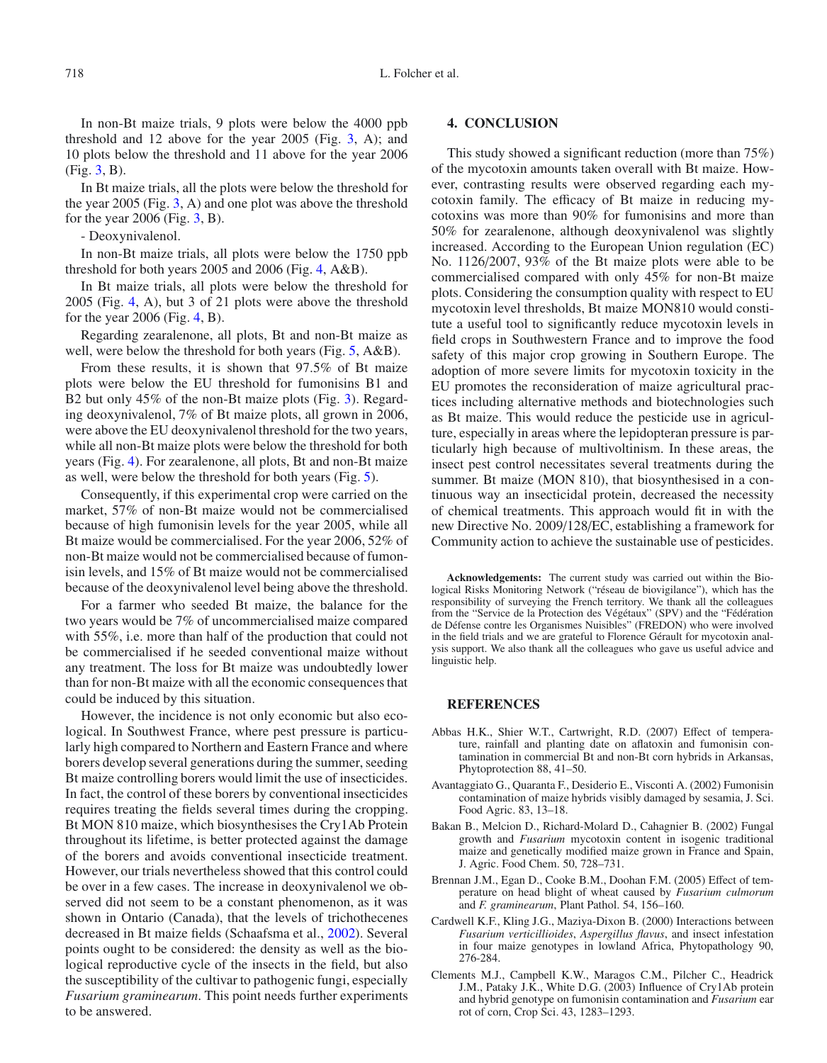In non-Bt maize trials, 9 plots were below the 4000 ppb threshold and 12 above for the year 2005 (Fig. 3, A); and 10 plots below the threshold and 11 above for the year 2006 (Fig. 3, B).

In Bt maize trials, all the plots were below the threshold for the year 2005 (Fig. 3, A) and one plot was above the threshold for the year 2006 (Fig. 3, B).

- Deoxynivalenol.

In non-Bt maize trials, all plots were below the 1750 ppb threshold for both years 2005 and 2006 (Fig. 4, A&B).

In Bt maize trials, all plots were below the threshold for 2005 (Fig. 4, A), but 3 of 21 plots were above the threshold for the year 2006 (Fig. 4, B).

Regarding zearalenone, all plots, Bt and non-Bt maize as well, were below the threshold for both years (Fig. 5, A&B).

From these results, it is shown that 97.5% of Bt maize plots were below the EU threshold for fumonisins B1 and B2 but only 45% of the non-Bt maize plots (Fig. 3). Regarding deoxynivalenol, 7% of Bt maize plots, all grown in 2006, were above the EU deoxynivalenol threshold for the two years, while all non-Bt maize plots were below the threshold for both years (Fig. 4). For zearalenone, all plots, Bt and non-Bt maize as well, were below the threshold for both years (Fig. 5).

Consequently, if this experimental crop were carried on the market, 57% of non-Bt maize would not be commercialised because of high fumonisin levels for the year 2005, while all Bt maize would be commercialised. For the year 2006, 52% of non-Bt maize would not be commercialised because of fumonisin levels, and 15% of Bt maize would not be commercialised because of the deoxynivalenol level being above the threshold.

For a farmer who seeded Bt maize, the balance for the two years would be 7% of uncommercialised maize compared with 55%, i.e. more than half of the production that could not be commercialised if he seeded conventional maize without any treatment. The loss for Bt maize was undoubtedly lower than for non-Bt maize with all the economic consequences that could be induced by this situation.

However, the incidence is not only economic but also ecological. In Southwest France, where pest pressure is particularly high compared to Northern and Eastern France and where borers develop several generations during the summer, seeding Bt maize controlling borers would limit the use of insecticides. In fact, the control of these borers by conventional insecticides requires treating the fields several times during the cropping. Bt MON 810 maize, which biosynthesises the Cry1Ab Protein throughout its lifetime, is better protected against the damage of the borers and avoids conventional insecticide treatment. However, our trials nevertheless showed that this control could be over in a few cases. The increase in deoxynivalenol we observed did not seem to be a constant phenomenon, as it was shown in Ontario (Canada), that the levels of trichothecenes decreased in Bt maize fields (Schaafsma et al., 2002). Several points ought to be considered: the density as well as the biological reproductive cycle of the insects in the field, but also the susceptibility of the cultivar to pathogenic fungi, especially *Fusarium graminearum*. This point needs further experiments to be answered.

## 4. CONCLUSION

This study showed a significant reduction (more than 75%) of the mycotoxin amounts taken overall with Bt maize. However, contrasting results were observed regarding each mycotoxin family. The efficacy of Bt maize in reducing mycotoxins was more than 90% for fumonisins and more than 50% for zearalenone, although deoxynivalenol was slightly increased. According to the European Union regulation (EC) No. 1126/2007, 93% of the Bt maize plots were able to be commercialised compared with only 45% for non-Bt maize plots. Considering the consumption quality with respect to EU mycotoxin level thresholds, Bt maize MON810 would constitute a useful tool to significantly reduce mycotoxin levels in field crops in Southwestern France and to improve the food safety of this major crop growing in Southern Europe. The adoption of more severe limits for mycotoxin toxicity in the EU promotes the reconsideration of maize agricultural practices including alternative methods and biotechnologies such as Bt maize. This would reduce the pesticide use in agriculture, especially in areas where the lepidopteran pressure is particularly high because of multivoltinism. In these areas, the insect pest control necessitates several treatments during the summer. Bt maize (MON 810), that biosynthesised in a continuous way an insecticidal protein, decreased the necessity of chemical treatments. This approach would fit in with the new Directive No. 2009/128/EC, establishing a framework for Community action to achieve the sustainable use of pesticides.

**Acknowledgements:** The current study was carried out within the Biological Risks Monitoring Network ("réseau de biovigilance"), which has the responsibility of surveying the French territory. We thank all the colleagues from the "Service de la Protection des Végétaux" (SPV) and the "Fédération de Défense contre les Organismes Nuisibles" (FREDON) who were involved in the field trials and we are grateful to Florence Gérault for mycotoxin analysis support. We also thank all the colleagues who gave us useful advice and linguistic help.

## REFERENCES

Abbas H.K., Shier W.T., Cartwright, R.D. (2007) Effect of temperature, rainfall and planting date on aflatoxin and fumonisin contamination in commercial Bt and non-Bt corn hybrids in Arkansas, Phytoprotection 88, 41–50.

Avantaggiato G., Quaranta F., Desiderio E., Visconti A. (2002) Fumonisin contamination of maize hybrids visibly damaged by sesamia, J. Sci. Food Agric. 83, 13–18.

Bakan B., Melcion D., Richard-Molard D., Cahagnier B. (2002) Fungal growth and *Fusarium* mycotoxin content in isogenic traditional maize and genetically modified maize grown in France and Spain, J. Agric. Food Chem. 50, 728–731.

Brennan J.M., Egan D., Cooke B.M., Doohan F.M. (2005) Effect of temperature on head blight of wheat caused by *Fusarium culmorum* and *F. graminearum*, Plant Pathol. 54, 156–160.

Cardwell K.F., Kling J.G., Maziya-Dixon B. (2000) Interactions between *Fusarium verticillioides*, *Aspergillus flavus*, and insect infestation in four maize genotypes in lowland Africa, Phytopathology 90, 276-284.

Clements M.J., Campbell K.W., Maragos C.M., Pilcher C., Headrick J.M., Pataky J.K., White D.G. (2003) Influence of Cry1Ab protein and hybrid genotype on fumonisin contamination and *Fusarium* ear rot of corn, Crop Sci. 43, 1283–1293.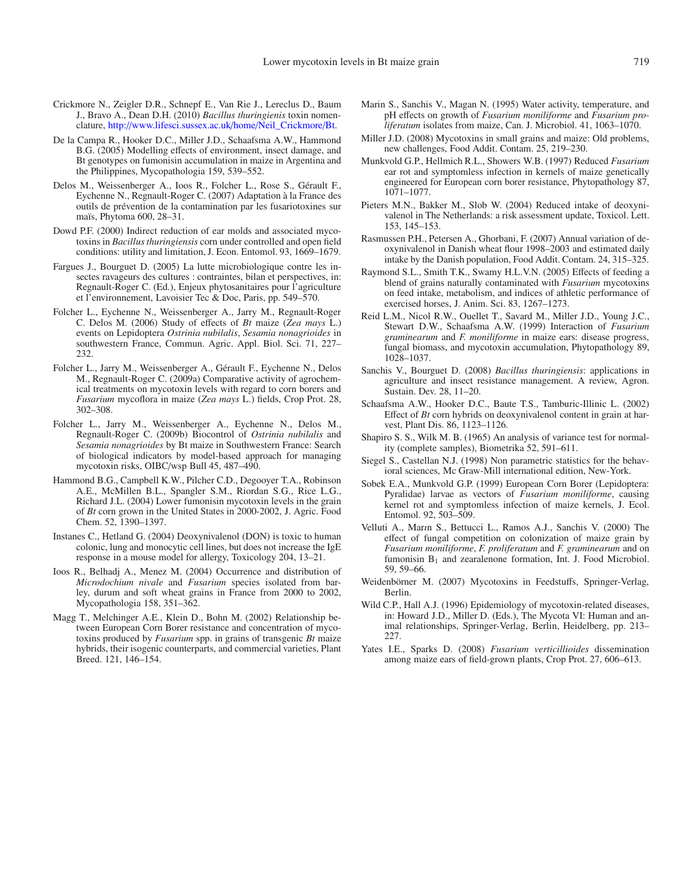Crickmore N., Zeigler D.R., Schnepf E., Van Rie J., Lereclus D., Baum J., Bravo A., Dean D.H. (2010) *Bacillus thuringienis* toxin nomenclature, http://www.lifesci.sussex.ac.uk/home/Neil_Crickmore/Bt.

De la Campa R., Hooker D.C., Miller J.D., Schaafsma A.W., Hammond B.G. (2005) Modelling effects of environment, insect damage, and Bt genotypes on fumonisin accumulation in maize in Argentina and the Philippines, Mycopathologia 159, 539–552.

Delos M., Weissenberger A., Ioos R., Folcher L., Rose S., Gérault F., Eychenne N., Regnault-Roger C. (2007) Adaptation à la France des outils de prévention de la contamination par les fusariotoxines sur maïs, Phytoma 600, 28–31.

Dowd P.F. (2000) Indirect reduction of ear molds and associated mycotoxins in *Bacillus thuringiensis* corn under controlled and open field conditions: utility and limitation, J. Econ. Entomol. 93, 1669–1679.

Fargues J., Bourguet D. (2005) La lutte microbiologique contre les insectes ravageurs des cultures : contraintes, bilan et perspectives, in: Regnault-Roger C. (Ed.), Enjeux phytosanitaires pour l'agriculture et l'environnement, Lavoisier Tec & Doc, Paris, pp. 549–570.

Folcher L., Eychenne N., Weissenberger A., Jarry M., Regnault-Roger C. Delos M. (2006) Study of effects of *Bt* maize (*Zea mays* L.) events on Lepidoptera *Ostrinia nubilalis*, *Sesamia nonagrioides* in southwestern France, Commun. Agric. Appl. Biol. Sci. 71, 227–232.

Folcher L., Jarry M., Weissenberger A., Gérault F., Eychenne N., Delos M., Regnault-Roger C. (2009a) Comparative activity of agrochemical treatments on mycotoxin levels with regard to corn borers and *Fusarium* mycoflora in maize (*Zea mays* L.) fields, Crop Prot. 28, 302–308.

Folcher L., Jarry M., Weissenberger A., Eychenne N., Delos M., Regnault-Roger C. (2009b) Biocontrol of *Ostrinia nubilalis* and *Sesamia nonagrioides* by Bt maize in Southwestern France: Search of biological indicators by model-based approach for managing mycotoxin risks, OIBC/wsp Bull 45, 487–490.

Hammond B.G., Campbell K.W., Pilcher C.D., Degooyer T.A., Robinson A.E., McMillen B.L., Spangler S.M., Riordan S.G., Rice L.G., Richard J.L. (2004) Lower fumonisin mycotoxin levels in the grain of *Bt* corn grown in the United States in 2000-2002, J. Agric. Food Chem. 52, 1390–1397.

Instanes C., Hetland G. (2004) Deoxynivalenol (DON) is toxic to human colonic, lung and monocytic cell lines, but does not increase the IgE response in a mouse model for allergy, Toxicology 204, 13–21.

Ioos R., Belhadj A., Menez M. (2004) Occurrence and distribution of *Microdochium nivale* and *Fusarium* species isolated from barley, durum and soft wheat grains in France from 2000 to 2002, Mycopathologia 158, 351–362.

Magg T., Melchinger A.E., Klein D., Bohn M. (2002) Relationship between European Corn Borer resistance and concentration of mycotoxins produced by *Fusarium* spp. in grains of transgenic *Bt* maize hybrids, their isogenic counterparts, and commercial varieties, Plant Breed. 121, 146–154.

Marin S., Sanchis V., Magan N. (1995) Water activity, temperature, and pH effects on growth of *Fusarium moniliforme* and *Fusarium proliferatum* isolates from maize, Can. J. Microbiol. 41, 1063–1070.

Miller J.D. (2008) Mycotoxins in small grains and maize: Old problems, new challenges, Food Addit. Contam. 25, 219–230.

Munkvold G.P., Hellmich R.L., Showers W.B. (1997) Reduced *Fusarium* ear rot and symptomless infection in kernels of maize genetically engineered for European corn borer resistance, Phytopathology 87, 1071–1077.

Pieters M.N., Bakker M., Slob W. (2004) Reduced intake of deoxynivalenol in The Netherlands: a risk assessment update, Toxicol. Lett. 153, 145–153.

Rasmussen P.H., Petersen A., Ghorbani, F. (2007) Annual variation of deoxynivalenol in Danish wheat flour 1998–2003 and estimated daily intake by the Danish population, Food Addit. Contam. 24, 315–325.

Raymond S.L., Smith T.K., Swamy H.L.V.N. (2005) Effects of feeding a blend of grains naturally contaminated with *Fusarium* mycotoxins on feed intake, metabolism, and indices of athletic performance of exercised horses, J. Anim. Sci. 83, 1267–1273.

Reid L.M., Nicol R.W., Ouellet T., Savard M., Miller J.D., Young J.C., Stewart D.W., Schaafsma A.W. (1999) Interaction of *Fusarium graminearum* and *F. moniliforme* in maize ears: disease progress, fungal biomass, and mycotoxin accumulation, Phytopathology 89, 1028–1037.

Sanchis V., Bourguet D. (2008) *Bacillus thuringiensis*: applications in agriculture and insect resistance management. A review, Agron. Sustain. Dev. 28, 11–20.

Schaafsma A.W., Hooker D.C., Baute T.S., Tamburic-Illinic L. (2002) Effect of *Bt* corn hybrids on deoxynivalenol content in grain at harvest, Plant Dis. 86, 1123–1126.

Shapiro S. S., Wilk M. B. (1965) An analysis of variance test for normality (complete samples), Biometrika 52, 591–611.

Siegel S., Castellan N.J. (1998) Non parametric statistics for the behavioral sciences, Mc Graw-Mill international edition, New-York.

Sobek E.A., Munkvold G.P. (1999) European Corn Borer (Lepidoptera: Pyralidae) larvae as vectors of *Fusarium moniliforme*, causing kernel rot and symptomless infection of maize kernels, J. Ecol. Entomol. 92, 503–509.

Velluti A., Marın S., Bettucci L., Ramos A.J., Sanchis V. (2000) The effect of fungal competition on colonization of maize grain by *Fusarium moniliforme*, *F. proliferatum* and *F. graminearum* and on fumonisin $B_1$ and zearalenone formation, Int. J. Food Microbiol. 59, 59–66.

Weidenbörner M. (2007) Mycotoxins in Feedstuffs, Springer-Verlag, Berlin.

Wild C.P., Hall A.J. (1996) Epidemiology of mycotoxin-related diseases, in: Howard J.D., Miller D. (Eds.), The Mycota VI: Human and animal relationships, Springer-Verlag, Berlin, Heidelberg, pp. 213–227.

Yates I.E., Sparks D. (2008) *Fusarium verticillioides* dissemination among maize ears of field-grown plants, Crop Prot. 27, 606–613.